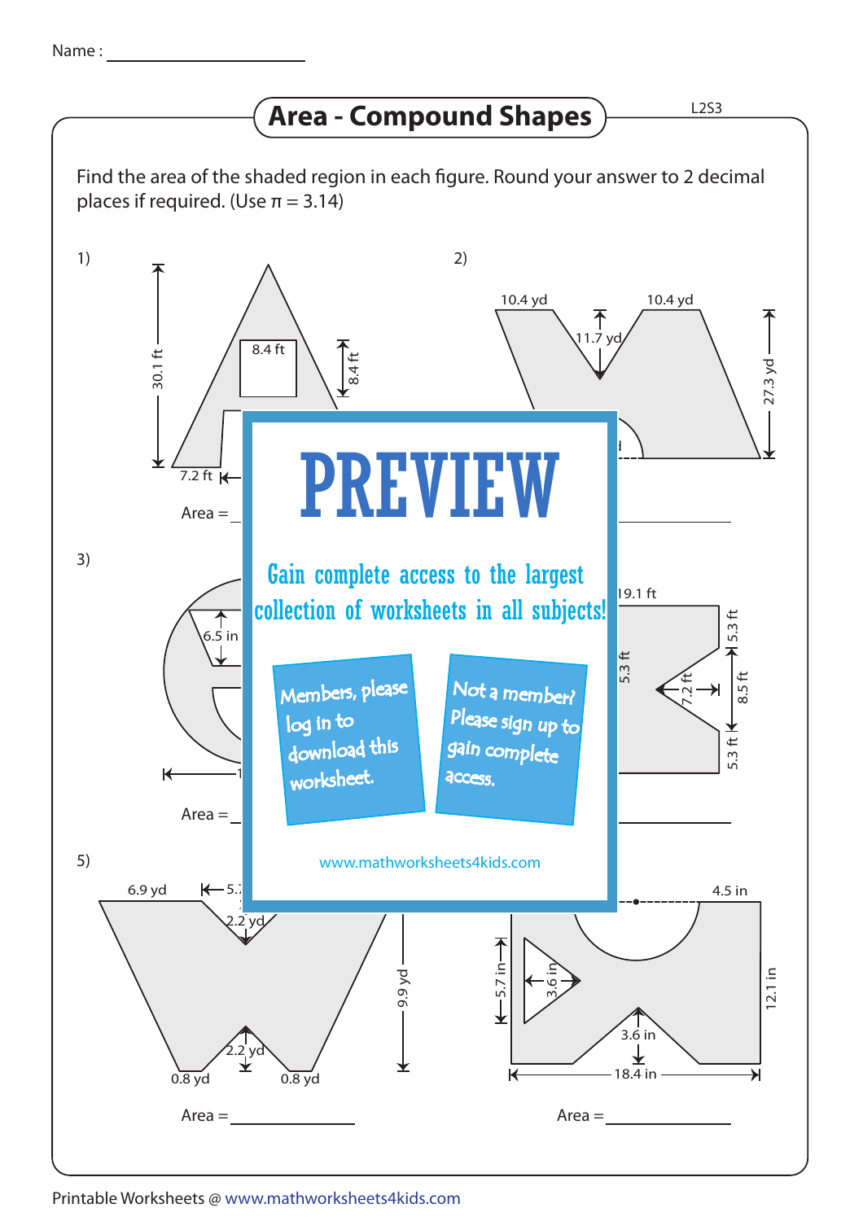Name : ____________________

# Area - Compound Shapes

L2S3

Find the area of the shaded region in each figure. Round your answer to 2 decimal places if required. (Use π = 3.14)

1)

30.1 ft, 8.4 ft, 8.4 ft, 7.2 ft

Area = ____________________

2)

10.4 yd, 10.4 yd, 11.7 yd, 27.3 yd

Area = ____________________

3)

6.5 in

Area = ____________________

4)

19.1 ft, 5.3 ft, 5.3 ft, 7.2 ft, 8.5 ft, 5.3 ft

Area = ____________________

**PREVIEW**

Gain complete access to the largest collection of worksheets in all subjects!

Members, please log in to download this worksheet.

Not a member? Please sign up to gain complete access.

www.mathworksheets4kids.com

5)

6.9 yd, 5.7, 2.2 yd, 2.2 yd, 9.9 yd, 0.8 yd, 0.8 yd

Area = ____________________

6)

4.5 in, 5.7 in, 3.6 in, 3.6 in, 12.1 in, 18.4 in

Area = ____________________

Printable Worksheets @ www.mathworksheets4kids.com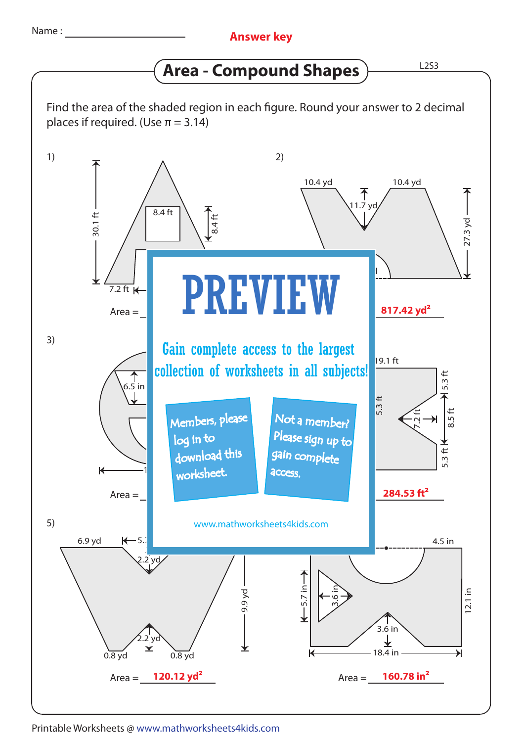Name : ______________

**Answer key**

# Area - Compound Shapes

L2S3

Find the area of the shaded region in each figure. Round your answer to 2 decimal places if required. (Use $\pi = 3.14$)

1)

30.1 ft

8.4 ft

8.4 ft

7.2 ft

Area = ______

2)

10.4 yd

10.4 yd

11.7 yd

27.3 yd

Area = **817.42 yd²**

3)

6.5 in

Area = ______

4)

19.1 ft

5.3 ft

5.3 ft

7.2 ft

8.5 ft

5.3 ft

Area = **284.53 ft²**

**PREVIEW**

Gain complete access to the largest collection of worksheets in all subjects!

Members, please log in to download this worksheet.

Not a member? Please sign up to gain complete access.

www.mathworksheets4kids.com

5)

6.9 yd

5.7

2.2 yd

2.2 yd

9.9 yd

0.8 yd

0.8 yd

Area = **120.12 yd²**

6)

4.5 in

5.7 in

3.6 in

3.6 in

12.1 in

18.4 in

Area = **160.78 in²**

Printable Worksheets @ www.mathworksheets4kids.com